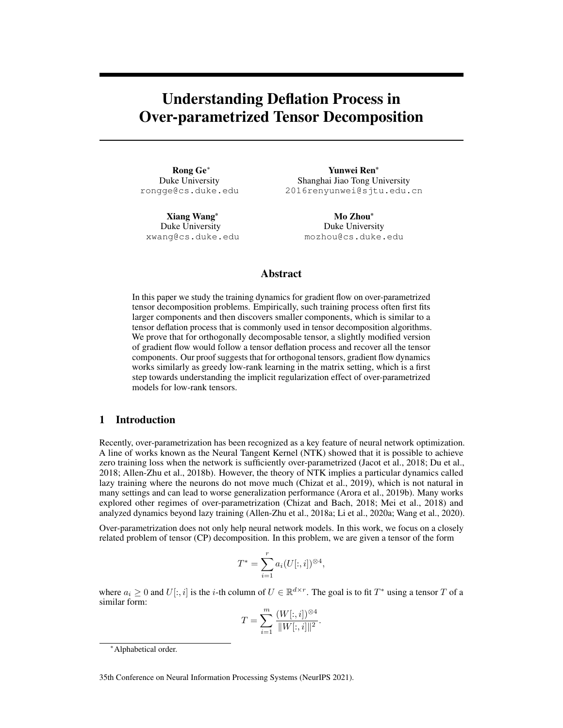# Understanding Deflation Process in Over-parametrized Tensor Decomposition

**Rong Ge**[*]
Duke University
rongge@cs.duke.edu

**Yunwei Ren**[*]
Shanghai Jiao Tong University
2016renyunwei@sjtu.edu.cn

**Xiang Wang**[*]
Duke University
xwang@cs.duke.edu

**Mo Zhou**[*]
Duke University
mozhou@cs.duke.edu

## Abstract

In this paper we study the training dynamics for gradient flow on over-parametrized tensor decomposition problems. Empirically, such training process often first fits larger components and then discovers smaller components, which is similar to a tensor deflation process that is commonly used in tensor decomposition algorithms. We prove that for orthogonally decomposable tensor, a slightly modified version of gradient flow would follow a tensor deflation process and recover all the tensor components. Our proof suggests that for orthogonal tensors, gradient flow dynamics works similarly as greedy low-rank learning in the matrix setting, which is a first step towards understanding the implicit regularization effect of over-parametrized models for low-rank tensors.

## 1 Introduction

Recently, over-parametrization has been recognized as a key feature of neural network optimization. A line of works known as the Neural Tangent Kernel (NTK) showed that it is possible to achieve zero training loss when the network is sufficiently over-parametrized (Jacot et al., 2018; Du et al., 2018; Allen-Zhu et al., 2018b). However, the theory of NTK implies a particular dynamics called lazy training where the neurons do not move much (Chizat et al., 2019), which is not natural in many settings and can lead to worse generalization performance (Arora et al., 2019b). Many works explored other regimes of over-parametrization (Chizat and Bach, 2018; Mei et al., 2018) and analyzed dynamics beyond lazy training (Allen-Zhu et al., 2018a; Li et al., 2020a; Wang et al., 2020).

Over-parametrization does not only help neural network models. In this work, we focus on a closely related problem of tensor (CP) decomposition. In this problem, we are given a tensor of the form

$$T^* = \sum_{i=1}^{r} a_i (U[:, i])^{\otimes 4},$$

where $a_i \geq 0$ and $U[:, i]$ is the $i$-th column of $U \in \mathbb{R}^{d \times r}$. The goal is to fit $T^*$ using a tensor $T$ of a similar form:

$$T = \sum_{i=1}^{m} \frac{(W[:, i])^{\otimes 4}}{\|W[:, i]\|^2}.$$

[*]Alphabetical order.

35th Conference on Neural Information Processing Systems (NeurIPS 2021).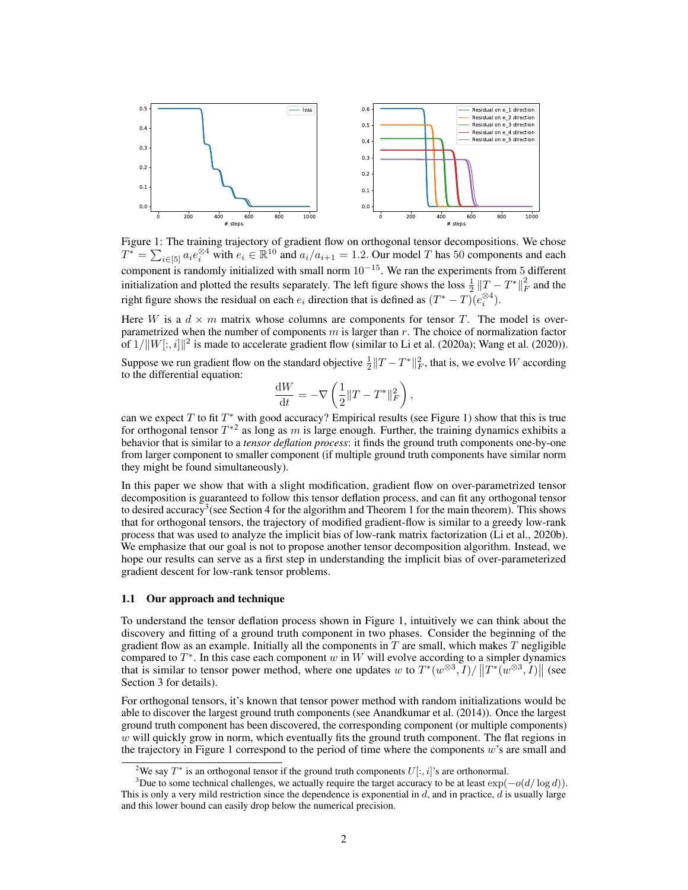Figure 1: The training trajectory of gradient flow on orthogonal tensor decompositions. We chose $T^* = \sum_{i \in [5]} a_i e_i^{\otimes 4}$ with $e_i \in \mathbb{R}^{10}$ and $a_i/a_{i+1} = 1.2$. Our model $T$ has 50 components and each component is randomly initialized with small norm $10^{-15}$. We ran the experiments from 5 different initialization and plotted the results separately. The left figure shows the loss $\frac{1}{2}\|T - T^*\|_F^2$ and the right figure shows the residual on each $e_i$ direction that is defined as $(T^* - T)(e_i^{\otimes 4})$.

Here $W$ is a $d \times m$ matrix whose columns are components for tensor $T$. The model is over-parametrized when the number of components $m$ is larger than $r$. The choice of normalization factor of $1/\|W[:, i]\|^2$ is made to accelerate gradient flow (similar to Li et al. (2020a); Wang et al. (2020)).

Suppose we run gradient flow on the standard objective $\frac{1}{2}\|T - T^*\|_F^2$, that is, we evolve $W$ according to the differential equation:

$$\frac{\mathrm{d}W}{\mathrm{d}t} = -\nabla \left( \frac{1}{2}\|T - T^*\|_F^2 \right),$$

can we expect $T$ to fit $T^*$ with good accuracy? Empirical results (see Figure 1) show that this is true for orthogonal tensor $T^*$[2] as long as $m$ is large enough. Further, the training dynamics exhibits a behavior that is similar to a *tensor deflation process*: it finds the ground truth components one-by-one from larger component to smaller component (if multiple ground truth components have similar norm they might be found simultaneously).

In this paper we show that with a slight modification, gradient flow on over-parametrized tensor decomposition is guaranteed to follow this tensor deflation process, and can fit any orthogonal tensor to desired accuracy[3](see Section 4 for the algorithm and Theorem 1 for the main theorem). This shows that for orthogonal tensors, the trajectory of modified gradient-flow is similar to a greedy low-rank process that was used to analyze the implicit bias of low-rank matrix factorization (Li et al., 2020b). We emphasize that our goal is not to propose another tensor decomposition algorithm. Instead, we hope our results can serve as a first step in understanding the implicit bias of over-parameterized gradient descent for low-rank tensor problems.

### 1.1 Our approach and technique

To understand the tensor deflation process shown in Figure 1, intuitively we can think about the discovery and fitting of a ground truth component in two phases. Consider the beginning of the gradient flow as an example. Initially all the components in $T$ are small, which makes $T$ negligible compared to $T^*$. In this case each component $w$ in $W$ will evolve according to a simpler dynamics that is similar to tensor power method, where one updates $w$ to $T^*(w^{\otimes 3}, I)/\left\|T^*(w^{\otimes 3}, I)\right\|$ (see Section 3 for details).

For orthogonal tensors, it's known that tensor power method with random initializations would be able to discover the largest ground truth components (see Anandkumar et al. (2014)). Once the largest ground truth component has been discovered, the corresponding component (or multiple components) $w$ will quickly grow in norm, which eventually fits the ground truth component. The flat regions in the trajectory in Figure 1 correspond to the period of time where the components $w$'s are small and

[2] We say $T^*$ is an orthogonal tensor if the ground truth components $U[:, i]$'s are orthonormal.

[3] Due to some technical challenges, we actually require the target accuracy to be at least $\exp(-o(d/\log d))$. This is only a very mild restriction since the dependence is exponential in $d$, and in practice, $d$ is usually large and this lower bound can easily drop below the numerical precision.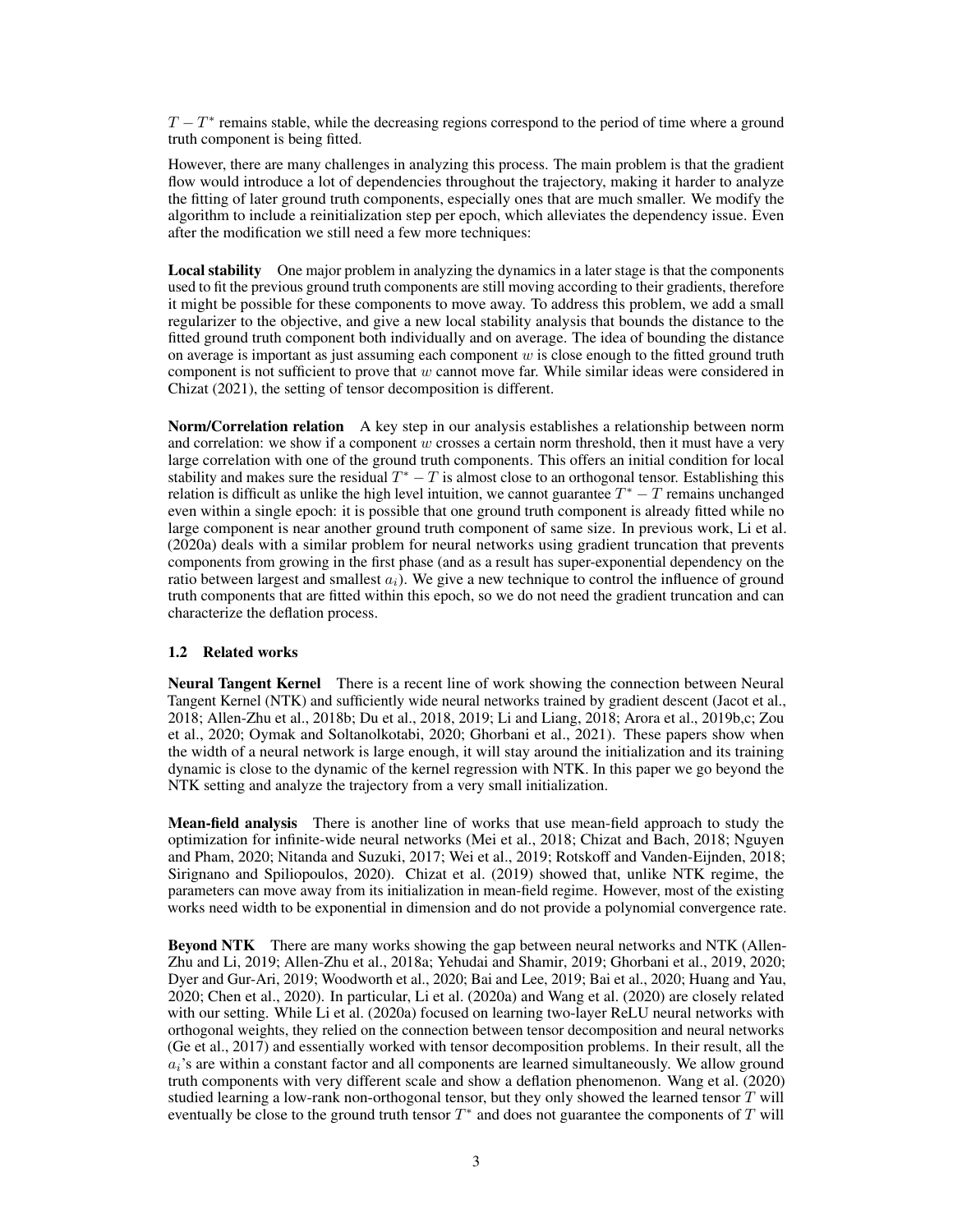$T - T^*$ remains stable, while the decreasing regions correspond to the period of time where a ground truth component is being fitted.

However, there are many challenges in analyzing this process. The main problem is that the gradient flow would introduce a lot of dependencies throughout the trajectory, making it harder to analyze the fitting of later ground truth components, especially ones that are much smaller. We modify the algorithm to include a reinitialization step per epoch, which alleviates the dependency issue. Even after the modification we still need a few more techniques:

**Local stability** One major problem in analyzing the dynamics in a later stage is that the components used to fit the previous ground truth components are still moving according to their gradients, therefore it might be possible for these components to move away. To address this problem, we add a small regularizer to the objective, and give a new local stability analysis that bounds the distance to the fitted ground truth component both individually and on average. The idea of bounding the distance on average is important as just assuming each component $w$ is close enough to the fitted ground truth component is not sufficient to prove that $w$ cannot move far. While similar ideas were considered in Chizat (2021), the setting of tensor decomposition is different.

**Norm/Correlation relation** A key step in our analysis establishes a relationship between norm and correlation: we show if a component $w$ crosses a certain norm threshold, then it must have a very large correlation with one of the ground truth components. This offers an initial condition for local stability and makes sure the residual $T^* - T$ is almost close to an orthogonal tensor. Establishing this relation is difficult as unlike the high level intuition, we cannot guarantee $T^* - T$ remains unchanged even within a single epoch: it is possible that one ground truth component is already fitted while no large component is near another ground truth component of same size. In previous work, Li et al. (2020a) deals with a similar problem for neural networks using gradient truncation that prevents components from growing in the first phase (and as a result has super-exponential dependency on the ratio between largest and smallest $a_i$). We give a new technique to control the influence of ground truth components that are fitted within this epoch, so we do not need the gradient truncation and can characterize the deflation process.

### 1.2 Related works

**Neural Tangent Kernel** There is a recent line of work showing the connection between Neural Tangent Kernel (NTK) and sufficiently wide neural networks trained by gradient descent (Jacot et al., 2018; Allen-Zhu et al., 2018b; Du et al., 2018, 2019; Li and Liang, 2018; Arora et al., 2019b,c; Zou et al., 2020; Oymak and Soltanolkotabi, 2020; Ghorbani et al., 2021). These papers show when the width of a neural network is large enough, it will stay around the initialization and its training dynamic is close to the dynamic of the kernel regression with NTK. In this paper we go beyond the NTK setting and analyze the trajectory from a very small initialization.

**Mean-field analysis** There is another line of works that use mean-field approach to study the optimization for infinite-wide neural networks (Mei et al., 2018; Chizat and Bach, 2018; Nguyen and Pham, 2020; Nitanda and Suzuki, 2017; Wei et al., 2019; Rotskoff and Vanden-Eijnden, 2018; Sirignano and Spiliopoulos, 2020). Chizat et al. (2019) showed that, unlike NTK regime, the parameters can move away from its initialization in mean-field regime. However, most of the existing works need width to be exponential in dimension and do not provide a polynomial convergence rate.

**Beyond NTK** There are many works showing the gap between neural networks and NTK (Allen-Zhu and Li, 2019; Allen-Zhu et al., 2018a; Yehudai and Shamir, 2019; Ghorbani et al., 2019, 2020; Dyer and Gur-Ari, 2019; Woodworth et al., 2020; Bai and Lee, 2019; Bai et al., 2020; Huang and Yau, 2020; Chen et al., 2020). In particular, Li et al. (2020a) and Wang et al. (2020) are closely related with our setting. While Li et al. (2020a) focused on learning two-layer ReLU neural networks with orthogonal weights, they relied on the connection between tensor decomposition and neural networks (Ge et al., 2017) and essentially worked with tensor decomposition problems. In their result, all the $a_i$'s are within a constant factor and all components are learned simultaneously. We allow ground truth components with very different scale and show a deflation phenomenon. Wang et al. (2020) studied learning a low-rank non-orthogonal tensor, but they only showed the learned tensor $T$ will eventually be close to the ground truth tensor $T^*$ and does not guarantee the components of $T$ will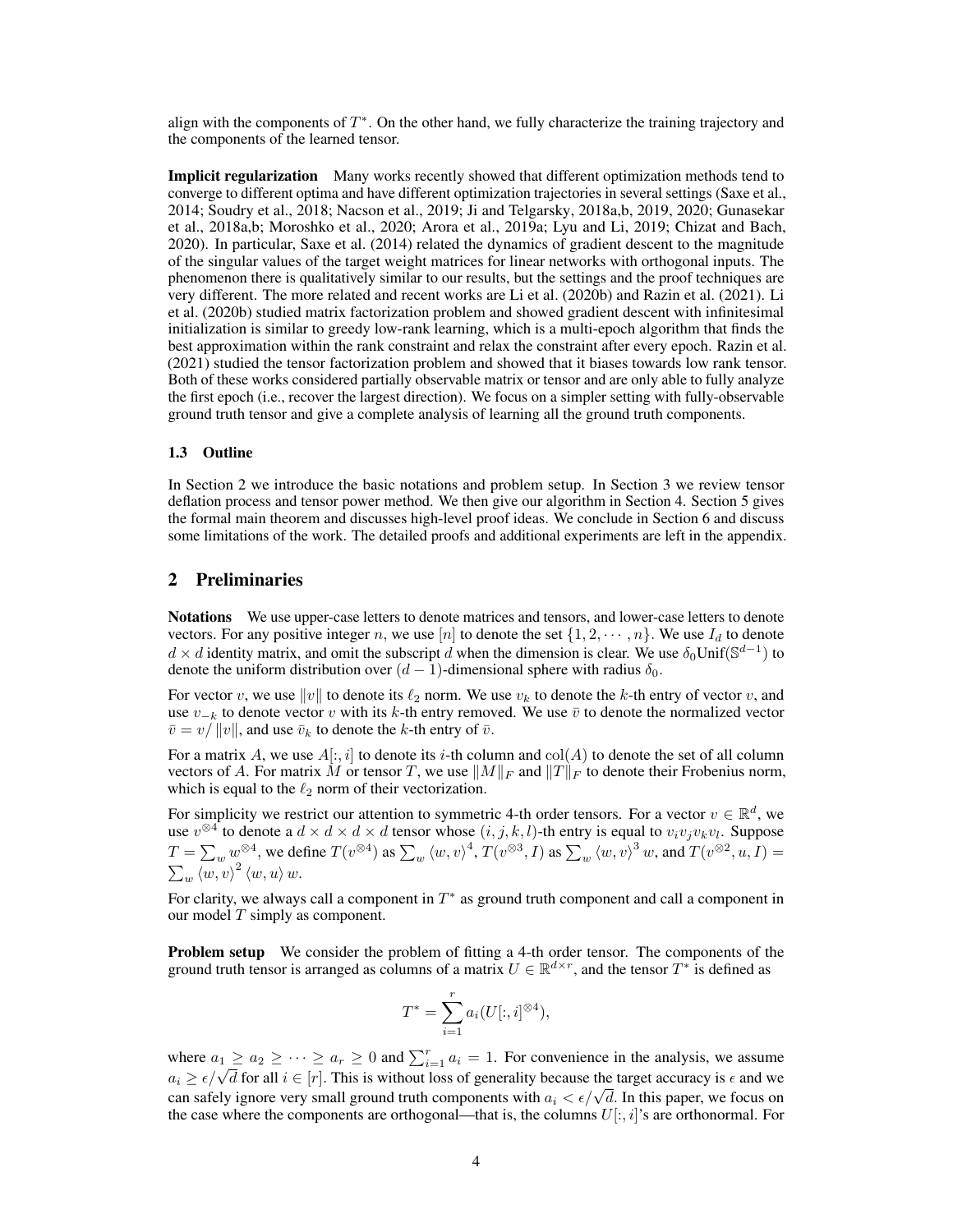align with the components of $T^*$. On the other hand, we fully characterize the training trajectory and the components of the learned tensor.

**Implicit regularization** Many works recently showed that different optimization methods tend to converge to different optima and have different optimization trajectories in several settings (Saxe et al., 2014; Soudry et al., 2018; Nacson et al., 2019; Ji and Telgarsky, 2018a,b, 2019, 2020; Gunasekar et al., 2018a,b; Moroshko et al., 2020; Arora et al., 2019a; Lyu and Li, 2019; Chizat and Bach, 2020). In particular, Saxe et al. (2014) related the dynamics of gradient descent to the magnitude of the singular values of the target weight matrices for linear networks with orthogonal inputs. The phenomenon there is qualitatively similar to our results, but the settings and the proof techniques are very different. The more related and recent works are Li et al. (2020b) and Razin et al. (2021). Li et al. (2020b) studied matrix factorization problem and showed gradient descent with infinitesimal initialization is similar to greedy low-rank learning, which is a multi-epoch algorithm that finds the best approximation within the rank constraint and relax the constraint after every epoch. Razin et al. (2021) studied the tensor factorization problem and showed that it biases towards low rank tensor. Both of these works considered partially observable matrix or tensor and are only able to fully analyze the first epoch (i.e., recover the largest direction). We focus on a simpler setting with fully-observable ground truth tensor and give a complete analysis of learning all the ground truth components.

### 1.3 Outline

In Section 2 we introduce the basic notations and problem setup. In Section 3 we review tensor deflation process and tensor power method. We then give our algorithm in Section 4. Section 5 gives the formal main theorem and discusses high-level proof ideas. We conclude in Section 6 and discuss some limitations of the work. The detailed proofs and additional experiments are left in the appendix.

## 2 Preliminaries

**Notations** We use upper-case letters to denote matrices and tensors, and lower-case letters to denote vectors. For any positive integer $n$, we use $[n]$ to denote the set $\{1, 2, \cdots, n\}$. We use $I_d$ to denote $d \times d$ identity matrix, and omit the subscript $d$ when the dimension is clear. We use $\delta_0 \text{Unif}(\mathbb{S}^{d-1})$ to denote the uniform distribution over $(d-1)$-dimensional sphere with radius $\delta_0$.

For vector $v$, we use $\|v\|$ to denote its $\ell_2$ norm. We use $v_k$ to denote the $k$-th entry of vector $v$, and use $v_{-k}$ to denote vector $v$ with its $k$-th entry removed. We use $\bar{v}$ to denote the normalized vector $\bar{v} = v/\|v\|$, and use $\bar{v}_k$ to denote the $k$-th entry of $\bar{v}$.

For a matrix $A$, we use $A[:, i]$ to denote its $i$-th column and $\text{col}(A)$ to denote the set of all column vectors of $A$. For matrix $M$ or tensor $T$, we use $\|M\|_F$ and $\|T\|_F$ to denote their Frobenius norm, which is equal to the $\ell_2$ norm of their vectorization.

For simplicity we restrict our attention to symmetric 4-th order tensors. For a vector $v \in \mathbb{R}^d$, we use $v^{\otimes 4}$ to denote a $d \times d \times d \times d$ tensor whose $(i, j, k, l)$-th entry is equal to $v_i v_j v_k v_l$. Suppose $T = \sum_w w^{\otimes 4}$, we define $T(v^{\otimes 4})$ as $\sum_w \langle w, v \rangle^4$, $T(v^{\otimes 3}, I)$ as $\sum_w \langle w, v \rangle^3 w$, and $T(v^{\otimes 2}, u, I) = \sum_w \langle w, v \rangle^2 \langle w, u \rangle w$.

For clarity, we always call a component in $T^*$ as ground truth component and call a component in our model $T$ simply as component.

**Problem setup** We consider the problem of fitting a 4-th order tensor. The components of the ground truth tensor is arranged as columns of a matrix $U \in \mathbb{R}^{d \times r}$, and the tensor $T^*$ is defined as

$$T^* = \sum_{i=1}^{r} a_i (U[:, i]^{\otimes 4}),$$

where $a_1 \geq a_2 \geq \cdots \geq a_r \geq 0$ and $\sum_{i=1}^{r} a_i = 1$. For convenience in the analysis, we assume $a_i \geq \epsilon/\sqrt{d}$ for all $i \in [r]$. This is without loss of generality because the target accuracy is $\epsilon$ and we can safely ignore very small ground truth components with $a_i < \epsilon/\sqrt{d}$. In this paper, we focus on the case where the components are orthogonal—that is, the columns $U[:, i]$'s are orthonormal. For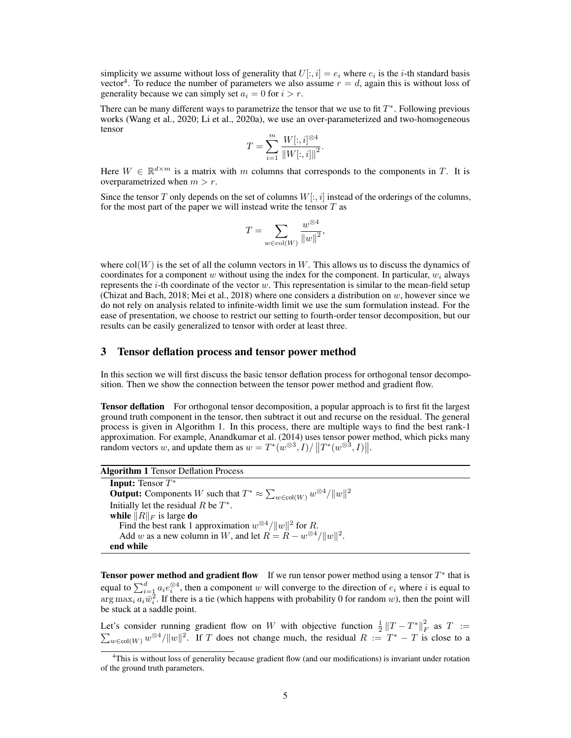simplicity we assume without loss of generality that $U[:, i] = e_i$ where $e_i$ is the $i$-th standard basis vector[4]. To reduce the number of parameters we also assume $r = d$, again this is without loss of generality because we can simply set $a_i = 0$ for $i > r$.

There can be many different ways to parametrize the tensor that we use to fit $T^*$. Following previous works (Wang et al., 2020; Li et al., 2020a), we use an over-parameterized and two-homogeneous tensor

$$T = \sum_{i=1}^{m} \frac{W[:, i]^{\otimes 4}}{\|W[:, i]\|^2}.$$

Here $W \in \mathbb{R}^{d \times m}$ is a matrix with $m$ columns that corresponds to the components in $T$. It is overparametrized when $m > r$.

Since the tensor $T$ only depends on the set of columns $W[:, i]$ instead of the orderings of the columns, for the most part of the paper we will instead write the tensor $T$ as

$$T = \sum_{w \in \mathrm{col}(W)} \frac{w^{\otimes 4}}{\|w\|^2},$$

where $\mathrm{col}(W)$ is the set of all the column vectors in $W$. This allows us to discuss the dynamics of coordinates for a component $w$ without using the index for the component. In particular, $w_i$ always represents the $i$-th coordinate of the vector $w$. This representation is similar to the mean-field setup (Chizat and Bach, 2018; Mei et al., 2018) where one considers a distribution on $w$, however since we do not rely on analysis related to infinite-width limit we use the sum formulation instead. For the ease of presentation, we choose to restrict our setting to fourth-order tensor decomposition, but our results can be easily generalized to tensor with order at least three.

## 3 Tensor deflation process and tensor power method

In this section we will first discuss the basic tensor deflation process for orthogonal tensor decomposition. Then we show the connection between the tensor power method and gradient flow.

**Tensor deflation** For orthogonal tensor decomposition, a popular approach is to first fit the largest ground truth component in the tensor, then subtract it out and recurse on the residual. The general process is given in Algorithm 1. In this process, there are multiple ways to find the best rank-1 approximation. For example, Anandkumar et al. (2014) uses tensor power method, which picks many random vectors $w$, and update them as $w = T^*(w^{\otimes 3}, I)/\left\|T^*(w^{\otimes 3}, I)\right\|$.

**Algorithm 1** Tensor Deflation Process

```
Input: Tensor T*
Output: Components W such that T* ≈ Σ_{w∈col(W)} w^{⊗4}/‖w‖²
Initially let the residual R be T*.
while ‖R‖_F is large do
    Find the best rank 1 approximation w^{⊗4}/‖w‖² for R.
    Add w as a new column in W, and let R = R − w^{⊗4}/‖w‖².
end while
```

**Tensor power method and gradient flow** If we run tensor power method using a tensor $T^*$ that is equal to $\sum_{i=1}^{d} a_i e_i^{\otimes 4}$, then a component $w$ will converge to the direction of $e_i$ where $i$ is equal to $\arg\max_i a_i \bar{w}_i^2$. If there is a tie (which happens with probability 0 for random $w$), then the point will be stuck at a saddle point.

Let's consider running gradient flow on $W$ with objective function $\frac{1}{2}\left\|T - T^*\right\|_F^2$ as $T := \sum_{w \in \mathrm{col}(W)} w^{\otimes 4}/\|w\|^2$. If $T$ does not change much, the residual $R := T^* - T$ is close to a

[4] This is without loss of generality because gradient flow (and our modifications) is invariant under rotation of the ground truth parameters.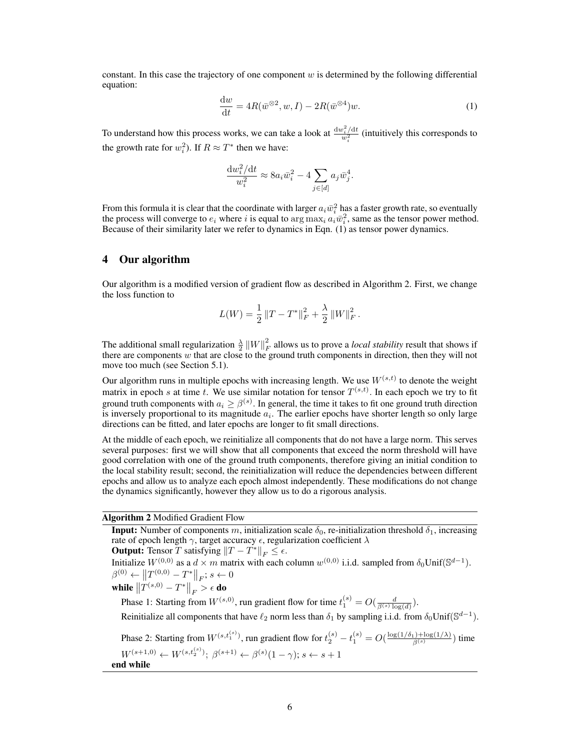constant. In this case the trajectory of one component $w$ is determined by the following differential equation:

$$\frac{\mathrm{d}w}{\mathrm{d}t} = 4R(\bar{w}^{\otimes 2}, w, I) - 2R(\bar{w}^{\otimes 4})w. \tag{1}$$

To understand how this process works, we can take a look at $\frac{\mathrm{d}w_i^2/\mathrm{d}t}{w_i^2}$ (intuitively this corresponds to the growth rate for $w_i^2$). If $R \approx T^*$ then we have:

$$\frac{\mathrm{d}w_i^2/\mathrm{d}t}{w_i^2} \approx 8a_i\bar{w}_i^2 - 4\sum_{j\in[d]} a_j\bar{w}_j^4.$$

From this formula it is clear that the coordinate with larger $a_i\bar{w}_i^2$ has a faster growth rate, so eventually the process will converge to $e_i$ where $i$ is equal to $\arg\max_i a_i\bar{w}_i^2$, same as the tensor power method. Because of their similarity later we refer to dynamics in Eqn. (1) as tensor power dynamics.

## 4 Our algorithm

Our algorithm is a modified version of gradient flow as described in Algorithm 2. First, we change the loss function to

$$L(W) = \frac{1}{2}\left\|T - T^*\right\|_F^2 + \frac{\lambda}{2}\left\|W\right\|_F^2.$$

The additional small regularization $\frac{\lambda}{2}\|W\|_F^2$ allows us to prove a *local stability* result that shows if there are components $w$ that are close to the ground truth components in direction, then they will not move too much (see Section 5.1).

Our algorithm runs in multiple epochs with increasing length. We use $W^{(s,t)}$ to denote the weight matrix in epoch $s$ at time $t$. We use similar notation for tensor $T^{(s,t)}$. In each epoch we try to fit ground truth components with $a_i \geq \beta^{(s)}$. In general, the time it takes to fit one ground truth direction is inversely proportional to its magnitude $a_i$. The earlier epochs have shorter length so only large directions can be fitted, and later epochs are longer to fit small directions.

At the middle of each epoch, we reinitialize all components that do not have a large norm. This serves several purposes: first we will show that all components that exceed the norm threshold will have good correlation with one of the ground truth components, therefore giving an initial condition to the local stability result; second, the reinitialization will reduce the dependencies between different epochs and allow us to analyze each epoch almost independently. These modifications do not change the dynamics significantly, however they allow us to do a rigorous analysis.

**Algorithm 2** Modified Gradient Flow

**Input:** Number of components $m$, initialization scale $\delta_0$, re-initialization threshold $\delta_1$, increasing rate of epoch length $\gamma$, target accuracy $\epsilon$, regularization coefficient $\lambda$

**Output:** Tensor $T$ satisfying $\|T - T^*\|_F \leq \epsilon$.

Initialize $W^{(0,0)}$ as a $d \times m$ matrix with each column $w^{(0,0)}$ i.i.d. sampled from $\delta_0\mathrm{Unif}(\mathbb{S}^{d-1})$.

$\beta^{(0)} \leftarrow \left\|T^{(0,0)} - T^*\right\|_F$; $s \leftarrow 0$

**while** $\left\|T^{(s,0)} - T^*\right\|_F > \epsilon$ **do**

  Phase 1: Starting from $W^{(s,0)}$, run gradient flow for time $t_1^{(s)} = O(\frac{d}{\beta^{(s)}\log(d)})$.

  Reinitialize all components that have $\ell_2$ norm less than $\delta_1$ by sampling i.i.d. from $\delta_0\mathrm{Unif}(\mathbb{S}^{d-1})$.

  Phase 2: Starting from $W^{(s,t_1^{(s)})}$, run gradient flow for $t_2^{(s)} - t_1^{(s)} = O(\frac{\log(1/\delta_1)+\log(1/\lambda)}{\beta^{(s)}})$ time

  $W^{(s+1,0)} \leftarrow W^{(s,t_2^{(s)})}$; $\beta^{(s+1)} \leftarrow \beta^{(s)}(1-\gamma)$; $s \leftarrow s+1$

**end while**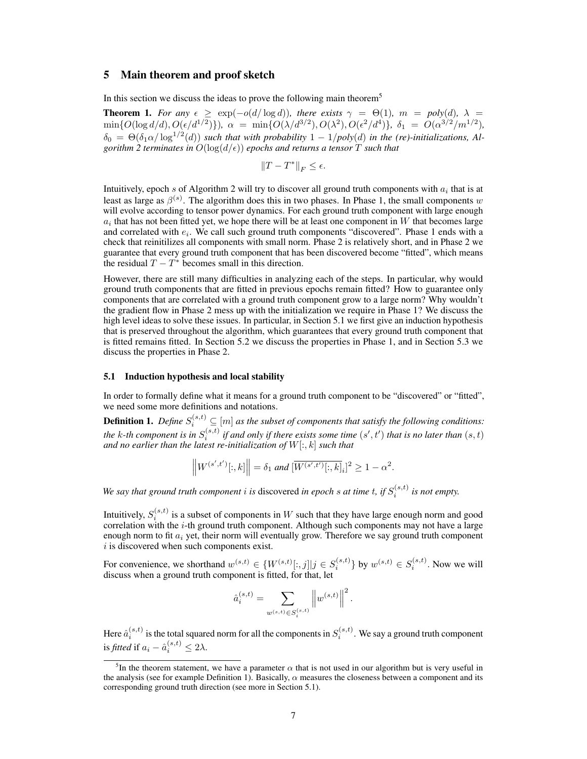## 5 Main theorem and proof sketch

In this section we discuss the ideas to prove the following main theorem[5]

**Theorem 1.** *For any $\epsilon \geq \exp(-o(d/\log d))$, there exists $\gamma = \Theta(1)$, $m = poly(d)$, $\lambda = \min\{O(\log d/d), O(\epsilon/d^{1/2})\}$, $\alpha = \min\{O(\lambda/d^{3/2}), O(\lambda^2), O(\epsilon^2/d^4)\}$, $\delta_1 = O(\alpha^{3/2}/m^{1/2})$, $\delta_0 = \Theta(\delta_1 \alpha / \log^{1/2}(d))$ such that with probability $1 - 1/poly(d)$ in the (re)-initializations, Algorithm 2 terminates in $O(\log(d/\epsilon))$ epochs and returns a tensor $T$ such that*

$$\|T - T^*\|_F \leq \epsilon.$$

Intuitively, epoch $s$ of Algorithm 2 will try to discover all ground truth components with $a_i$ that is at least as large as $\beta^{(s)}$. The algorithm does this in two phases. In Phase 1, the small components $w$ will evolve according to tensor power dynamics. For each ground truth component with large enough $a_i$ that has not been fitted yet, we hope there will be at least one component in $W$ that becomes large and correlated with $e_i$. We call such ground truth components "discovered". Phase 1 ends with a check that reinitilizes all components with small norm. Phase 2 is relatively short, and in Phase 2 we guarantee that every ground truth component that has been discovered become "fitted", which means the residual $T - T^*$ becomes small in this direction.

However, there are still many difficulties in analyzing each of the steps. In particular, why would ground truth components that are fitted in previous epochs remain fitted? How to guarantee only components that are correlated with a ground truth component grow to a large norm? Why wouldn't the gradient flow in Phase 2 mess up with the initialization we require in Phase 1? We discuss the high level ideas to solve these issues. In particular, in Section 5.1 we first give an induction hypothesis that is preserved throughout the algorithm, which guarantees that every ground truth component that is fitted remains fitted. In Section 5.2 we discuss the properties in Phase 1, and in Section 5.3 we discuss the properties in Phase 2.

### 5.1 Induction hypothesis and local stability

In order to formally define what it means for a ground truth component to be "discovered" or "fitted", we need some more definitions and notations.

**Definition 1.** *Define $S_i^{(s,t)} \subseteq [m]$ as the subset of components that satisfy the following conditions: the $k$-th component is in $S_i^{(s,t)}$ if and only if there exists some time $(s', t')$ that is no later than $(s, t)$ and no earlier than the latest re-initialization of $W[:, k]$ such that*

$$\left\| W^{(s',t')}[:, k] \right\| = \delta_1 \text{ and } [\overline{W^{(s',t')}[:, k]}_i]^2 \geq 1 - \alpha^2.$$

*We say that ground truth component $i$ is* discovered *in epoch $s$ at time $t$, if $S_i^{(s,t)}$ is not empty.*

Intuitively, $S_i^{(s,t)}$ is a subset of components in $W$ such that they have large enough norm and good correlation with the $i$-th ground truth component. Although such components may not have a large enough norm to fit $a_i$ yet, their norm will eventually grow. Therefore we say ground truth component $i$ is discovered when such components exist.

For convenience, we shorthand $w^{(s,t)} \in \{W^{(s,t)}[:, j] | j \in S_i^{(s,t)}\}$ by $w^{(s,t)} \in S_i^{(s,t)}$. Now we will discuss when a ground truth component is fitted, for that, let

$$\hat{a}_i^{(s,t)} = \sum_{w^{(s,t)} \in S_i^{(s,t)}} \left\| w^{(s,t)} \right\|^2.$$

Here $\hat{a}_i^{(s,t)}$ is the total squared norm for all the components in $S_i^{(s,t)}$. We say a ground truth component is *fitted* if $a_i - \hat{a}_i^{(s,t)} \leq 2\lambda$.

[5]In the theorem statement, we have a parameter $\alpha$ that is not used in our algorithm but is very useful in the analysis (see for example Definition 1). Basically, $\alpha$ measures the closeness between a component and its corresponding ground truth direction (see more in Section 5.1).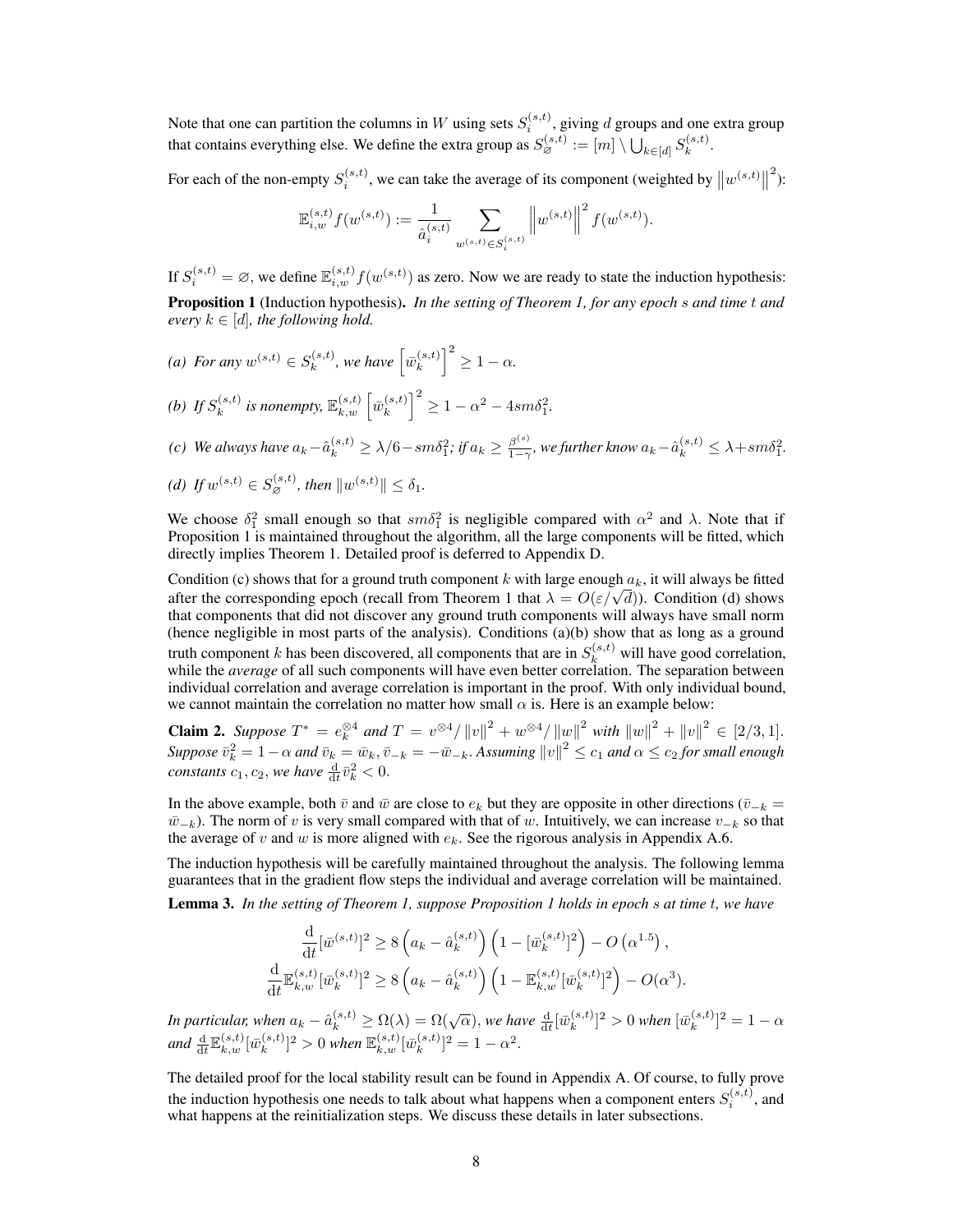Note that one can partition the columns in $W$ using sets $S_i^{(s,t)}$, giving $d$ groups and one extra group that contains everything else. We define the extra group as $S_\varnothing^{(s,t)} := [m] \setminus \bigcup_{k\in[d]} S_k^{(s,t)}$.

For each of the non-empty $S_i^{(s,t)}$, we can take the average of its component (weighted by $\left\|w^{(s,t)}\right\|^2$):

$$\mathbb{E}_{i,w}^{(s,t)} f(w^{(s,t)}) := \frac{1}{\hat{a}_i^{(s,t)}} \sum_{w^{(s,t)} \in S_i^{(s,t)}} \left\|w^{(s,t)}\right\|^2 f(w^{(s,t)}).$$

If $S_i^{(s,t)} = \varnothing$, we define $\mathbb{E}_{i,w}^{(s,t)} f(w^{(s,t)})$ as zero. Now we are ready to state the induction hypothesis:

**Proposition 1** (Induction hypothesis). *In the setting of Theorem 1, for any epoch $s$ and time $t$ and every $k \in [d]$, the following hold.*

*(a) For any $w^{(s,t)} \in S_k^{(s,t)}$, we have $\left[\bar{w}_k^{(s,t)}\right]^2 \geq 1 - \alpha$.*

*(b) If $S_k^{(s,t)}$ is nonempty, $\mathbb{E}_{k,w}^{(s,t)} \left[\bar{w}_k^{(s,t)}\right]^2 \geq 1 - \alpha^2 - 4sm\delta_1^2$.*

*(c) We always have $a_k - \hat{a}_k^{(s,t)} \geq \lambda/6 - sm\delta_1^2$; if $a_k \geq \frac{\beta^{(s)}}{1-\gamma}$, we further know $a_k - \hat{a}_k^{(s,t)} \leq \lambda + sm\delta_1^2$.*

*(d) If $w^{(s,t)} \in S_\varnothing^{(s,t)}$, then $\|w^{(s,t)}\| \leq \delta_1$.*

We choose $\delta_1^2$ small enough so that $sm\delta_1^2$ is negligible compared with $\alpha^2$ and $\lambda$. Note that if Proposition 1 is maintained throughout the algorithm, all the large components will be fitted, which directly implies Theorem 1. Detailed proof is deferred to Appendix D.

Condition (c) shows that for a ground truth component $k$ with large enough $a_k$, it will always be fitted after the corresponding epoch (recall from Theorem 1 that $\lambda = O(\varepsilon/\sqrt{d})$). Condition (d) shows that components that did not discover any ground truth components will always have small norm (hence negligible in most parts of the analysis). Conditions (a)(b) show that as long as a ground truth component $k$ has been discovered, all components that are in $S_k^{(s,t)}$ will have good correlation, while the *average* of all such components will have even better correlation. The separation between individual correlation and average correlation is important in the proof. With only individual bound, we cannot maintain the correlation no matter how small $\alpha$ is. Here is an example below:

**Claim 2.** *Suppose $T^* = e_k^{\otimes 4}$ and $T = v^{\otimes 4}/\|v\|^2 + w^{\otimes 4}/\|w\|^2$ with $\|w\|^2 + \|v\|^2 \in [2/3, 1]$. Suppose $\bar{v}_k^2 = 1 - \alpha$ and $\bar{v}_k = \bar{w}_k, \bar{v}_{-k} = -\bar{w}_{-k}$. Assuming $\|v\|^2 \leq c_1$ and $\alpha \leq c_2$ for small enough constants $c_1, c_2$, we have $\frac{\mathrm{d}}{\mathrm{d}t}\bar{v}_k^2 < 0$.*

In the above example, both $\bar{v}$ and $\bar{w}$ are close to $e_k$ but they are opposite in other directions ($\bar{v}_{-k} = \bar{w}_{-k}$). The norm of $v$ is very small compared with that of $w$. Intuitively, we can increase $v_{-k}$ so that the average of $v$ and $w$ is more aligned with $e_k$. See the rigorous analysis in Appendix A.6.

The induction hypothesis will be carefully maintained throughout the analysis. The following lemma guarantees that in the gradient flow steps the individual and average correlation will be maintained.

**Lemma 3.** *In the setting of Theorem 1, suppose Proposition 1 holds in epoch $s$ at time $t$, we have*

$$\frac{\mathrm{d}}{\mathrm{d}t}[\bar{w}^{(s,t)}]^2 \geq 8\left(a_k - \hat{a}_k^{(s,t)}\right)\left(1 - [\bar{w}_k^{(s,t)}]^2\right) - O\left(\alpha^{1.5}\right),$$
$$\frac{\mathrm{d}}{\mathrm{d}t}\mathbb{E}_{k,w}^{(s,t)}[\bar{w}_k^{(s,t)}]^2 \geq 8\left(a_k - \hat{a}_k^{(s,t)}\right)\left(1 - \mathbb{E}_{k,w}^{(s,t)}[\bar{w}_k^{(s,t)}]^2\right) - O(\alpha^3).$$

*In particular, when $a_k - \hat{a}_k^{(s,t)} \geq \Omega(\lambda) = \Omega(\sqrt{\alpha})$, we have $\frac{\mathrm{d}}{\mathrm{d}t}[\bar{w}_k^{(s,t)}]^2 > 0$ when $[\bar{w}_k^{(s,t)}]^2 = 1 - \alpha$ and $\frac{\mathrm{d}}{\mathrm{d}t}\mathbb{E}_{k,w}^{(s,t)}[\bar{w}_k^{(s,t)}]^2 > 0$ when $\mathbb{E}_{k,w}^{(s,t)}[\bar{w}_k^{(s,t)}]^2 = 1 - \alpha^2$.*

The detailed proof for the local stability result can be found in Appendix A. Of course, to fully prove the induction hypothesis one needs to talk about what happens when a component enters $S_i^{(s,t)}$, and what happens at the reinitialization steps. We discuss these details in later subsections.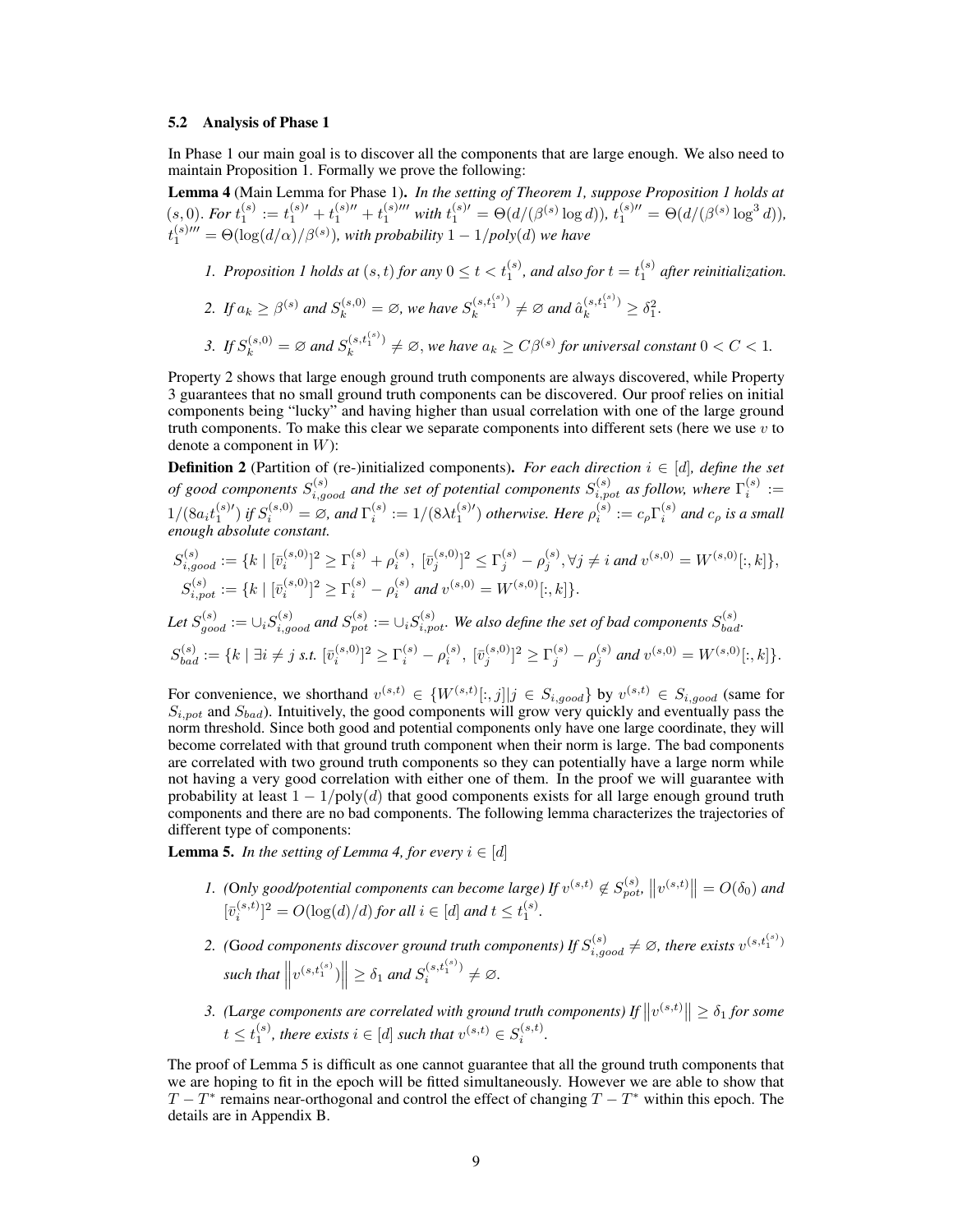### 5.2 Analysis of Phase 1

In Phase 1 our main goal is to discover all the components that are large enough. We also need to maintain Proposition 1. Formally we prove the following:

**Lemma 4** (Main Lemma for Phase 1). *In the setting of Theorem 1, suppose Proposition 1 holds at $(s, 0)$. For $t_1^{(s)} := t_1^{(s)\prime} + t_1^{(s)\prime\prime} + t_1^{(s)\prime\prime\prime}$ with $t_1^{(s)\prime} = \Theta(d/(\beta^{(s)} \log d))$, $t_1^{(s)\prime\prime} = \Theta(d/(\beta^{(s)} \log^3 d))$, $t_1^{(s)\prime\prime\prime} = \Theta(\log(d/\alpha)/\beta^{(s)})$, with probability $1 - 1/poly(d)$ we have*

1. *Proposition 1 holds at $(s, t)$ for any $0 \le t < t_1^{(s)}$, and also for $t = t_1^{(s)}$ after reinitialization.*
2. *If $a_k \ge \beta^{(s)}$ and $S_k^{(s,0)} = \varnothing$, we have $S_k^{(s,t_1^{(s)})} \ne \varnothing$ and $\hat{a}_k^{(s,t_1^{(s)})} \ge \delta_1^2$.*
3. *If $S_k^{(s,0)} = \varnothing$ and $S_k^{(s,t_1^{(s)})} \ne \varnothing$, we have $a_k \ge C\beta^{(s)}$ for universal constant $0 < C < 1$.*

Property 2 shows that large enough ground truth components are always discovered, while Property 3 guarantees that no small ground truth components can be discovered. Our proof relies on initial components being "lucky" and having higher than usual correlation with one of the large ground truth components. To make this clear we separate components into different sets (here we use $v$ to denote a component in $W$):

**Definition 2** (Partition of (re-)initialized components). *For each direction $i \in [d]$, define the set of good components $S_{i,good}^{(s)}$ and the set of potential components $S_{i,pot}^{(s)}$ as follow, where $\Gamma_i^{(s)} := 1/(8a_i t_1^{(s)\prime})$ if $S_i^{(s,0)} = \varnothing$, and $\Gamma_i^{(s)} := 1/(8\lambda t_1^{(s)\prime})$ otherwise. Here $\rho_i^{(s)} := c_\rho \Gamma_i^{(s)}$ and $c_\rho$ is a small enough absolute constant.*

$$
\begin{aligned}
S_{i,good}^{(s)} &:= \{k \mid [\bar{v}_i^{(s,0)}]^2 \ge \Gamma_i^{(s)} + \rho_i^{(s)},\ [\bar{v}_j^{(s,0)}]^2 \le \Gamma_j^{(s)} - \rho_j^{(s)}, \forall j \ne i \text{ and } v^{(s,0)} = W^{(s,0)}[:,k]\},\\
S_{i,pot}^{(s)} &:= \{k \mid [\bar{v}_i^{(s,0)}]^2 \ge \Gamma_i^{(s)} - \rho_i^{(s)} \text{ and } v^{(s,0)} = W^{(s,0)}[:,k]\}.
\end{aligned}
$$

*Let $S_{good}^{(s)} := \cup_i S_{i,good}^{(s)}$ and $S_{pot}^{(s)} := \cup_i S_{i,pot}^{(s)}$. We also define the set of bad components $S_{bad}^{(s)}$.*

$$
S_{bad}^{(s)} := \{k \mid \exists i \ne j \text{ s.t. } [\bar{v}_i^{(s,0)}]^2 \ge \Gamma_i^{(s)} - \rho_i^{(s)},\ [\bar{v}_j^{(s,0)}]^2 \ge \Gamma_j^{(s)} - \rho_j^{(s)} \text{ and } v^{(s,0)} = W^{(s,0)}[:,k]\}.
$$

For convenience, we shorthand $v^{(s,t)} \in \{W^{(s,t)}[:,j] | j \in S_{i,good}\}$ by $v^{(s,t)} \in S_{i,good}$ (same for $S_{i,pot}$ and $S_{bad}$). Intuitively, the good components will grow very quickly and eventually pass the norm threshold. Since both good and potential components only have one large coordinate, they will become correlated with that ground truth component when their norm is large. The bad components are correlated with two ground truth components so they can potentially have a large norm while not having a very good correlation with either one of them. In the proof we will guarantee with probability at least $1 - 1/\text{poly}(d)$ that good components exists for all large enough ground truth components and there are no bad components. The following lemma characterizes the trajectories of different type of components:

**Lemma 5.** *In the setting of Lemma 4, for every $i \in [d]$*

1. *(Only good/potential components can become large) If $v^{(s,t)} \notin S_{pot}^{(s)}$, $\|v^{(s,t)}\| = O(\delta_0)$ and $[\bar{v}_i^{(s,t)}]^2 = O(\log(d)/d)$ for all $i \in [d]$ and $t \le t_1^{(s)}$.*
2. *(Good components discover ground truth components) If $S_{i,good}^{(s)} \ne \varnothing$, there exists $v^{(s,t_1^{(s)})}$ such that $\left\|v^{(s,t_1^{(s)})}\right\| \ge \delta_1$ and $S_i^{(s,t_1^{(s)})} \ne \varnothing$.*
3. *(Large components are correlated with ground truth components) If $\|v^{(s,t)}\| \ge \delta_1$ for some $t \le t_1^{(s)}$, there exists $i \in [d]$ such that $v^{(s,t)} \in S_i^{(s,t)}$.*

The proof of Lemma 5 is difficult as one cannot guarantee that all the ground truth components that we are hoping to fit in the epoch will be fitted simultaneously. However we are able to show that $T - T^*$ remains near-orthogonal and control the effect of changing $T - T^*$ within this epoch. The details are in Appendix B.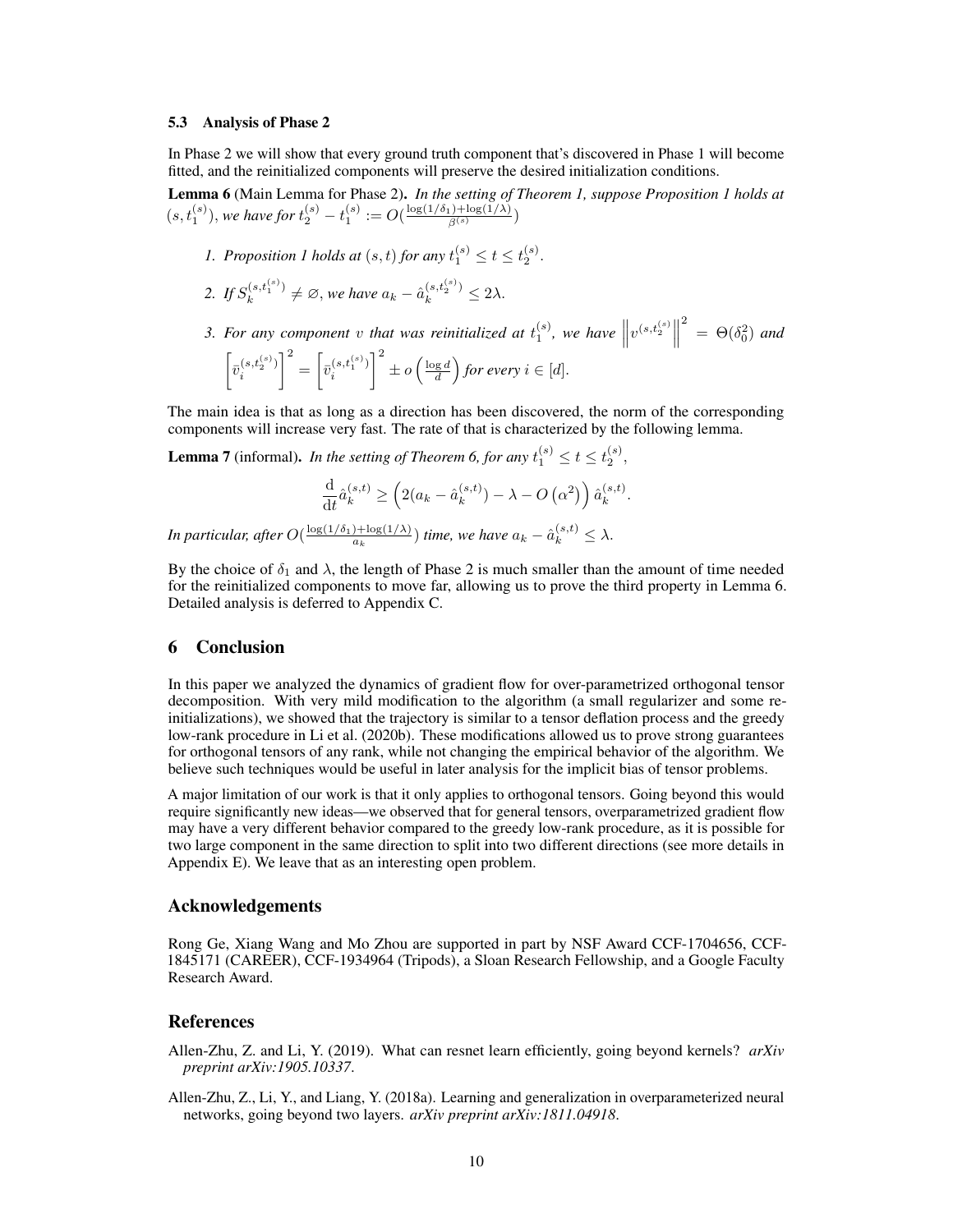### 5.3 Analysis of Phase 2

In Phase 2 we will show that every ground truth component that's discovered in Phase 1 will become fitted, and the reinitialized components will preserve the desired initialization conditions.

**Lemma 6** (Main Lemma for Phase 2)**.** *In the setting of Theorem 1, suppose Proposition 1 holds at $(s, t_1^{(s)})$, we have for $t_2^{(s)} - t_1^{(s)} := O(\frac{\log(1/\delta_1)+\log(1/\lambda)}{\beta^{(s)}})$*

1. *Proposition 1 holds at $(s,t)$ for any $t_1^{(s)} \le t \le t_2^{(s)}$.*
2. *If $S_k^{(s,t_1^{(s)})} \neq \varnothing$, we have $a_k - \hat{a}_k^{(s,t_2^{(s)})} \le 2\lambda$.*
3. *For any component $v$ that was reinitialized at $t_1^{(s)}$, we have $\left\| v^{(s,t_2^{(s)})} \right\|^2 = \Theta(\delta_0^2)$ and $\left[\bar{v}_i^{(s,t_2^{(s)})}\right]^2 = \left[\bar{v}_i^{(s,t_1^{(s)})}\right]^2 \pm o\left(\frac{\log d}{d}\right)$ for every $i \in [d]$.*

The main idea is that as long as a direction has been discovered, the norm of the corresponding components will increase very fast. The rate of that is characterized by the following lemma.

**Lemma 7** (informal)**.** *In the setting of Theorem 6, for any $t_1^{(s)} \le t \le t_2^{(s)}$,*

$$\frac{\mathrm{d}}{\mathrm{d}t}\hat{a}_k^{(s,t)} \ge \left(2(a_k - \hat{a}_k^{(s,t)}) - \lambda - O\left(\alpha^2\right)\right)\hat{a}_k^{(s,t)}.$$

*In particular, after $O(\frac{\log(1/\delta_1)+\log(1/\lambda)}{a_k})$ time, we have $a_k - \hat{a}_k^{(s,t)} \le \lambda$.*

By the choice of $\delta_1$ and $\lambda$, the length of Phase 2 is much smaller than the amount of time needed for the reinitialized components to move far, allowing us to prove the third property in Lemma 6. Detailed analysis is deferred to Appendix C.

## 6 Conclusion

In this paper we analyzed the dynamics of gradient flow for over-parametrized orthogonal tensor decomposition. With very mild modification to the algorithm (a small regularizer and some re-initializations), we showed that the trajectory is similar to a tensor deflation process and the greedy low-rank procedure in Li et al. (2020b). These modifications allowed us to prove strong guarantees for orthogonal tensors of any rank, while not changing the empirical behavior of the algorithm. We believe such techniques would be useful in later analysis for the implicit bias of tensor problems.

A major limitation of our work is that it only applies to orthogonal tensors. Going beyond this would require significantly new ideas—we observed that for general tensors, overparametrized gradient flow may have a very different behavior compared to the greedy low-rank procedure, as it is possible for two large component in the same direction to split into two different directions (see more details in Appendix E). We leave that as an interesting open problem.

## Acknowledgements

Rong Ge, Xiang Wang and Mo Zhou are supported in part by NSF Award CCF-1704656, CCF-1845171 (CAREER), CCF-1934964 (Tripods), a Sloan Research Fellowship, and a Google Faculty Research Award.

## References

Allen-Zhu, Z. and Li, Y. (2019). What can resnet learn efficiently, going beyond kernels? *arXiv preprint arXiv:1905.10337*.

Allen-Zhu, Z., Li, Y., and Liang, Y. (2018a). Learning and generalization in overparameterized neural networks, going beyond two layers. *arXiv preprint arXiv:1811.04918*.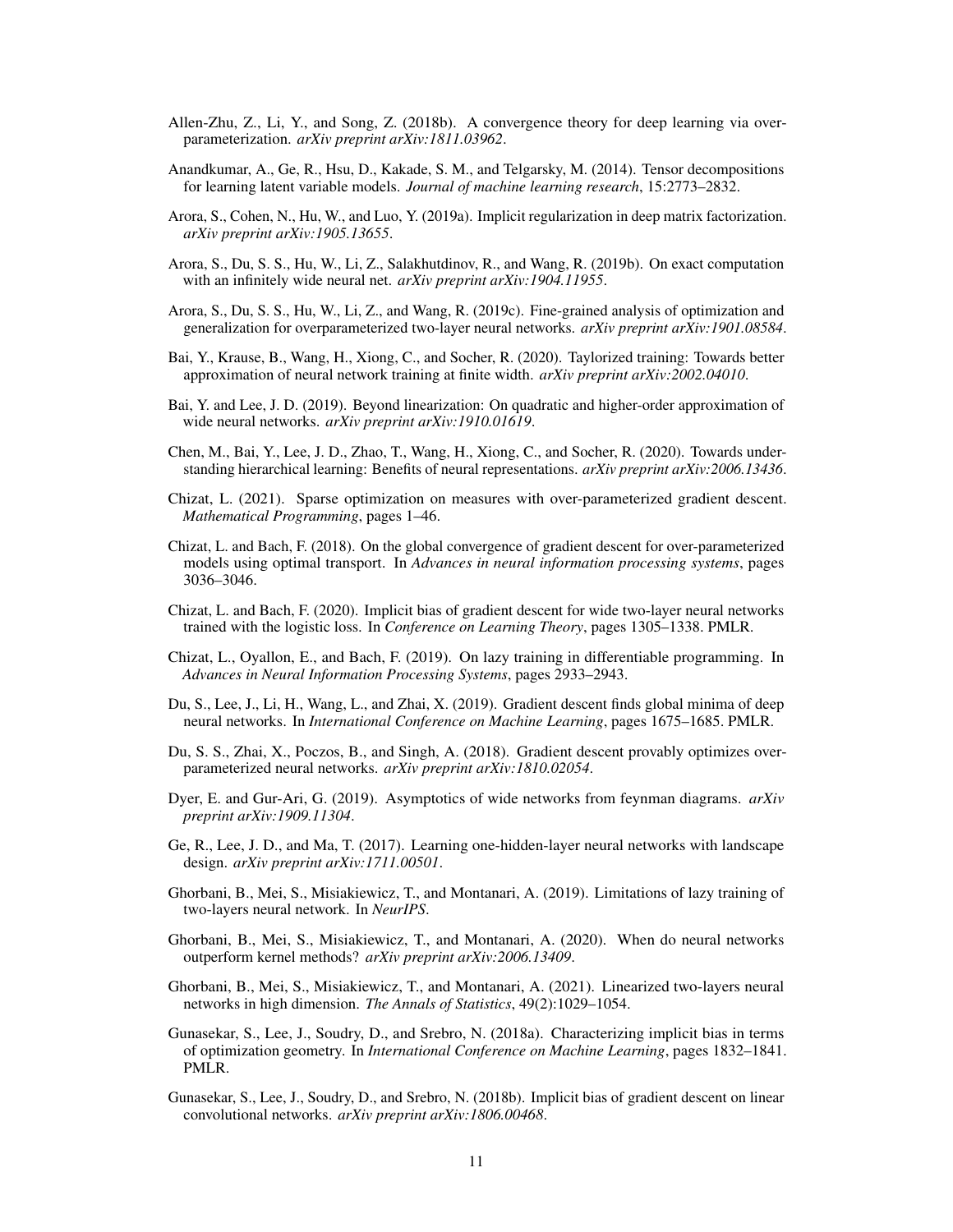Allen-Zhu, Z., Li, Y., and Song, Z. (2018b). A convergence theory for deep learning via over-parameterization. *arXiv preprint arXiv:1811.03962*.

Anandkumar, A., Ge, R., Hsu, D., Kakade, S. M., and Telgarsky, M. (2014). Tensor decompositions for learning latent variable models. *Journal of machine learning research*, 15:2773–2832.

Arora, S., Cohen, N., Hu, W., and Luo, Y. (2019a). Implicit regularization in deep matrix factorization. *arXiv preprint arXiv:1905.13655*.

Arora, S., Du, S. S., Hu, W., Li, Z., Salakhutdinov, R., and Wang, R. (2019b). On exact computation with an infinitely wide neural net. *arXiv preprint arXiv:1904.11955*.

Arora, S., Du, S. S., Hu, W., Li, Z., and Wang, R. (2019c). Fine-grained analysis of optimization and generalization for overparameterized two-layer neural networks. *arXiv preprint arXiv:1901.08584*.

Bai, Y., Krause, B., Wang, H., Xiong, C., and Socher, R. (2020). Taylorized training: Towards better approximation of neural network training at finite width. *arXiv preprint arXiv:2002.04010*.

Bai, Y. and Lee, J. D. (2019). Beyond linearization: On quadratic and higher-order approximation of wide neural networks. *arXiv preprint arXiv:1910.01619*.

Chen, M., Bai, Y., Lee, J. D., Zhao, T., Wang, H., Xiong, C., and Socher, R. (2020). Towards understanding hierarchical learning: Benefits of neural representations. *arXiv preprint arXiv:2006.13436*.

Chizat, L. (2021). Sparse optimization on measures with over-parameterized gradient descent. *Mathematical Programming*, pages 1–46.

Chizat, L. and Bach, F. (2018). On the global convergence of gradient descent for over-parameterized models using optimal transport. In *Advances in neural information processing systems*, pages 3036–3046.

Chizat, L. and Bach, F. (2020). Implicit bias of gradient descent for wide two-layer neural networks trained with the logistic loss. In *Conference on Learning Theory*, pages 1305–1338. PMLR.

Chizat, L., Oyallon, E., and Bach, F. (2019). On lazy training in differentiable programming. In *Advances in Neural Information Processing Systems*, pages 2933–2943.

Du, S., Lee, J., Li, H., Wang, L., and Zhai, X. (2019). Gradient descent finds global minima of deep neural networks. In *International Conference on Machine Learning*, pages 1675–1685. PMLR.

Du, S. S., Zhai, X., Poczos, B., and Singh, A. (2018). Gradient descent provably optimizes over-parameterized neural networks. *arXiv preprint arXiv:1810.02054*.

Dyer, E. and Gur-Ari, G. (2019). Asymptotics of wide networks from feynman diagrams. *arXiv preprint arXiv:1909.11304*.

Ge, R., Lee, J. D., and Ma, T. (2017). Learning one-hidden-layer neural networks with landscape design. *arXiv preprint arXiv:1711.00501*.

Ghorbani, B., Mei, S., Misiakiewicz, T., and Montanari, A. (2019). Limitations of lazy training of two-layers neural network. In *NeurIPS*.

Ghorbani, B., Mei, S., Misiakiewicz, T., and Montanari, A. (2020). When do neural networks outperform kernel methods? *arXiv preprint arXiv:2006.13409*.

Ghorbani, B., Mei, S., Misiakiewicz, T., and Montanari, A. (2021). Linearized two-layers neural networks in high dimension. *The Annals of Statistics*, 49(2):1029–1054.

Gunasekar, S., Lee, J., Soudry, D., and Srebro, N. (2018a). Characterizing implicit bias in terms of optimization geometry. In *International Conference on Machine Learning*, pages 1832–1841. PMLR.

Gunasekar, S., Lee, J., Soudry, D., and Srebro, N. (2018b). Implicit bias of gradient descent on linear convolutional networks. *arXiv preprint arXiv:1806.00468*.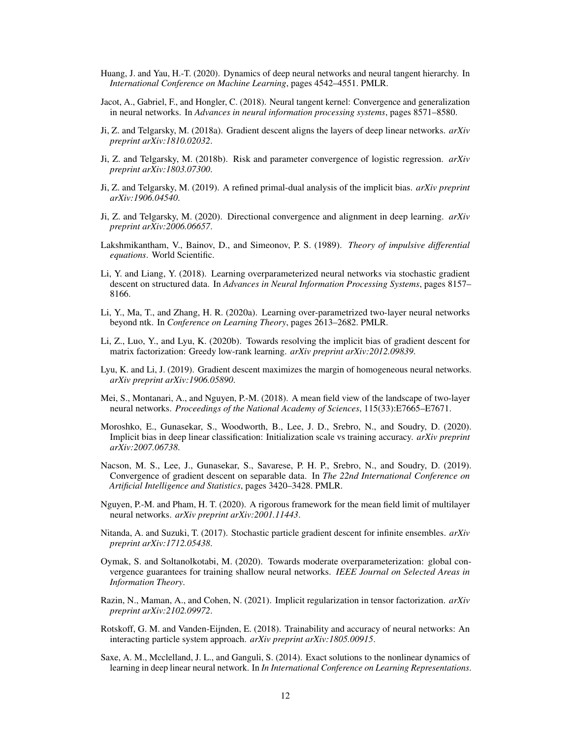Huang, J. and Yau, H.-T. (2020). Dynamics of deep neural networks and neural tangent hierarchy. In *International Conference on Machine Learning*, pages 4542–4551. PMLR.

Jacot, A., Gabriel, F., and Hongler, C. (2018). Neural tangent kernel: Convergence and generalization in neural networks. In *Advances in neural information processing systems*, pages 8571–8580.

Ji, Z. and Telgarsky, M. (2018a). Gradient descent aligns the layers of deep linear networks. *arXiv preprint arXiv:1810.02032*.

Ji, Z. and Telgarsky, M. (2018b). Risk and parameter convergence of logistic regression. *arXiv preprint arXiv:1803.07300*.

Ji, Z. and Telgarsky, M. (2019). A refined primal-dual analysis of the implicit bias. *arXiv preprint arXiv:1906.04540*.

Ji, Z. and Telgarsky, M. (2020). Directional convergence and alignment in deep learning. *arXiv preprint arXiv:2006.06657*.

Lakshmikantham, V., Bainov, D., and Simeonov, P. S. (1989). *Theory of impulsive differential equations*. World Scientific.

Li, Y. and Liang, Y. (2018). Learning overparameterized neural networks via stochastic gradient descent on structured data. In *Advances in Neural Information Processing Systems*, pages 8157–8166.

Li, Y., Ma, T., and Zhang, H. R. (2020a). Learning over-parametrized two-layer neural networks beyond ntk. In *Conference on Learning Theory*, pages 2613–2682. PMLR.

Li, Z., Luo, Y., and Lyu, K. (2020b). Towards resolving the implicit bias of gradient descent for matrix factorization: Greedy low-rank learning. *arXiv preprint arXiv:2012.09839*.

Lyu, K. and Li, J. (2019). Gradient descent maximizes the margin of homogeneous neural networks. *arXiv preprint arXiv:1906.05890*.

Mei, S., Montanari, A., and Nguyen, P.-M. (2018). A mean field view of the landscape of two-layer neural networks. *Proceedings of the National Academy of Sciences*, 115(33):E7665–E7671.

Moroshko, E., Gunasekar, S., Woodworth, B., Lee, J. D., Srebro, N., and Soudry, D. (2020). Implicit bias in deep linear classification: Initialization scale vs training accuracy. *arXiv preprint arXiv:2007.06738*.

Nacson, M. S., Lee, J., Gunasekar, S., Savarese, P. H. P., Srebro, N., and Soudry, D. (2019). Convergence of gradient descent on separable data. In *The 22nd International Conference on Artificial Intelligence and Statistics*, pages 3420–3428. PMLR.

Nguyen, P.-M. and Pham, H. T. (2020). A rigorous framework for the mean field limit of multilayer neural networks. *arXiv preprint arXiv:2001.11443*.

Nitanda, A. and Suzuki, T. (2017). Stochastic particle gradient descent for infinite ensembles. *arXiv preprint arXiv:1712.05438*.

Oymak, S. and Soltanolkotabi, M. (2020). Towards moderate overparameterization: global convergence guarantees for training shallow neural networks. *IEEE Journal on Selected Areas in Information Theory*.

Razin, N., Maman, A., and Cohen, N. (2021). Implicit regularization in tensor factorization. *arXiv preprint arXiv:2102.09972*.

Rotskoff, G. M. and Vanden-Eijnden, E. (2018). Trainability and accuracy of neural networks: An interacting particle system approach. *arXiv preprint arXiv:1805.00915*.

Saxe, A. M., Mcclelland, J. L., and Ganguli, S. (2014). Exact solutions to the nonlinear dynamics of learning in deep linear neural network. In *In International Conference on Learning Representations*.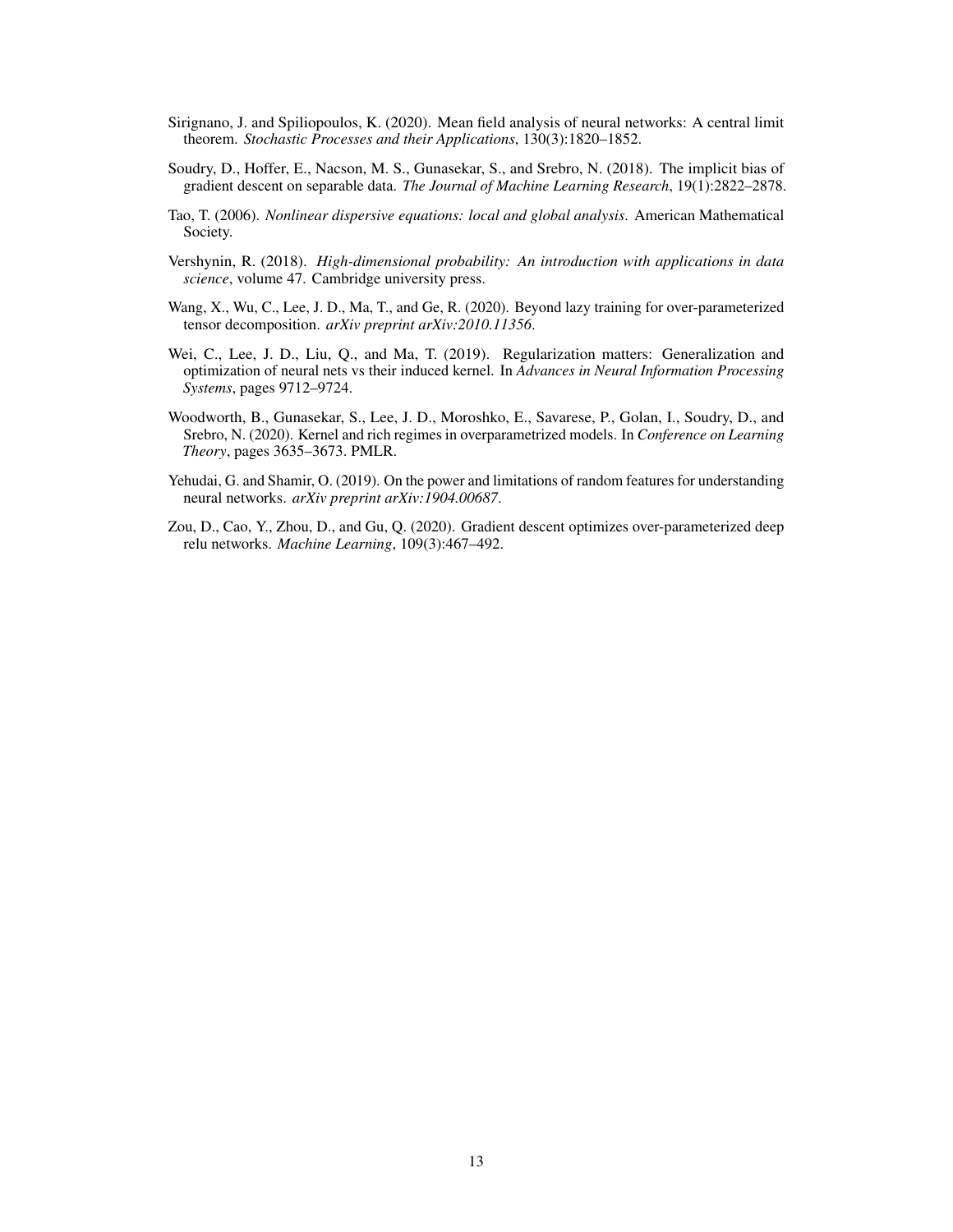Sirignano, J. and Spiliopoulos, K. (2020). Mean field analysis of neural networks: A central limit theorem. *Stochastic Processes and their Applications*, 130(3):1820–1852.

Soudry, D., Hoffer, E., Nacson, M. S., Gunasekar, S., and Srebro, N. (2018). The implicit bias of gradient descent on separable data. *The Journal of Machine Learning Research*, 19(1):2822–2878.

Tao, T. (2006). *Nonlinear dispersive equations: local and global analysis*. American Mathematical Society.

Vershynin, R. (2018). *High-dimensional probability: An introduction with applications in data science*, volume 47. Cambridge university press.

Wang, X., Wu, C., Lee, J. D., Ma, T., and Ge, R. (2020). Beyond lazy training for over-parameterized tensor decomposition. *arXiv preprint arXiv:2010.11356*.

Wei, C., Lee, J. D., Liu, Q., and Ma, T. (2019). Regularization matters: Generalization and optimization of neural nets vs their induced kernel. In *Advances in Neural Information Processing Systems*, pages 9712–9724.

Woodworth, B., Gunasekar, S., Lee, J. D., Moroshko, E., Savarese, P., Golan, I., Soudry, D., and Srebro, N. (2020). Kernel and rich regimes in overparametrized models. In *Conference on Learning Theory*, pages 3635–3673. PMLR.

Yehudai, G. and Shamir, O. (2019). On the power and limitations of random features for understanding neural networks. *arXiv preprint arXiv:1904.00687*.

Zou, D., Cao, Y., Zhou, D., and Gu, Q. (2020). Gradient descent optimizes over-parameterized deep relu networks. *Machine Learning*, 109(3):467–492.